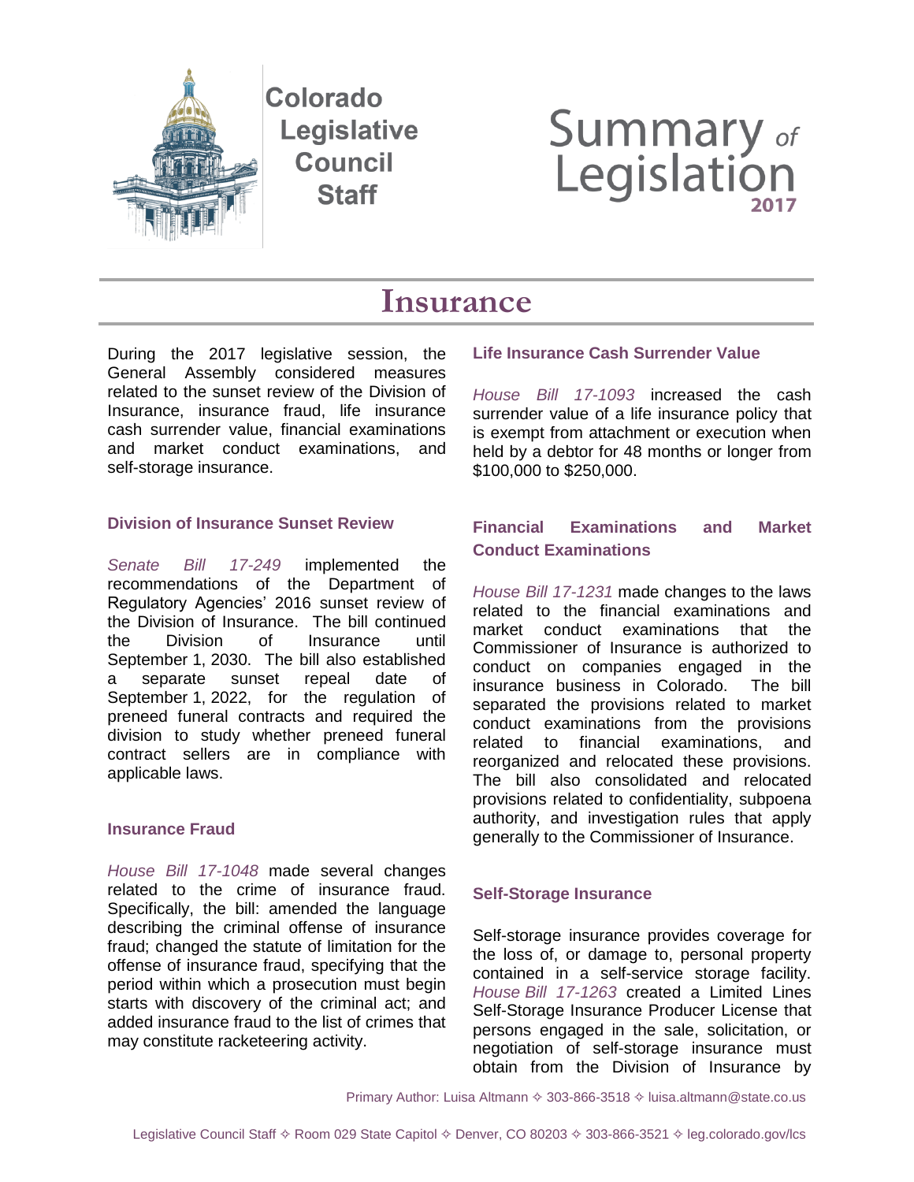Colorado Legislative Council Staff

# Summary of Legislation 2017

## Insurance

During the 2017 legislative session, the General Assembly considered measures related to the sunset review of the Division of Insurance, insurance fraud, life insurance cash surrender value, financial examinations and market conduct examinations, and self-storage insurance.

### Division of Insurance Sunset Review

*Senate Bill 17-249* implemented the recommendations of the Department of Regulatory Agencies' 2016 sunset review of the Division of Insurance. The bill continued the Division of Insurance until September 1, 2030. The bill also established a separate sunset repeal date of September 1, 2022, for the regulation of preneed funeral contracts and required the division to study whether preneed funeral contract sellers are in compliance with applicable laws.

### Insurance Fraud

*House Bill 17-1048* made several changes related to the crime of insurance fraud. Specifically, the bill: amended the language describing the criminal offense of insurance fraud; changed the statute of limitation for the offense of insurance fraud, specifying that the period within which a prosecution must begin starts with discovery of the criminal act; and added insurance fraud to the list of crimes that may constitute racketeering activity.

### Life Insurance Cash Surrender Value

*House Bill 17-1093* increased the cash surrender value of a life insurance policy that is exempt from attachment or execution when held by a debtor for 48 months or longer from \$100,000 to \$250,000.

### Financial Examinations and Market Conduct Examinations

*House Bill 17-1231* made changes to the laws related to the financial examinations and market conduct examinations that the Commissioner of Insurance is authorized to conduct on companies engaged in the insurance business in Colorado. The bill separated the provisions related to market conduct examinations from the provisions related to financial examinations, and reorganized and relocated these provisions. The bill also consolidated and relocated provisions related to confidentiality, subpoena authority, and investigation rules that apply generally to the Commissioner of Insurance.

### Self-Storage Insurance

Self-storage insurance provides coverage for the loss of, or damage to, personal property contained in a self-service storage facility. *House Bill 17-1263* created a Limited Lines Self-Storage Insurance Producer License that persons engaged in the sale, solicitation, or negotiation of self-storage insurance must obtain from the Division of Insurance by

Primary Author: Luisa Altmann ✧ 303-866-3518 ✧ luisa.altmann@state.co.us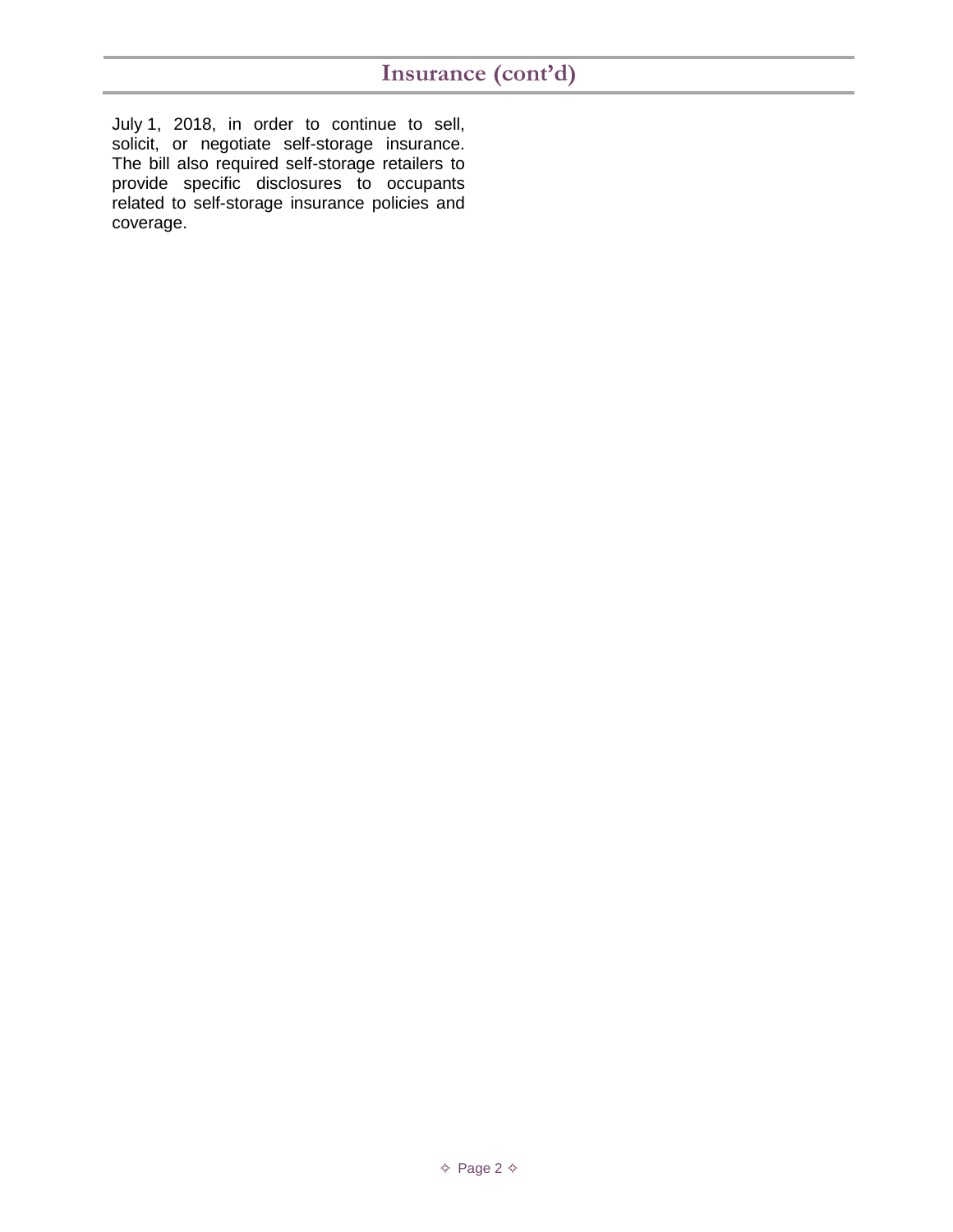## Insurance (cont'd)

July 1, 2018, in order to continue to sell, solicit, or negotiate self-storage insurance. The bill also required self-storage retailers to provide specific disclosures to occupants related to self-storage insurance policies and coverage.